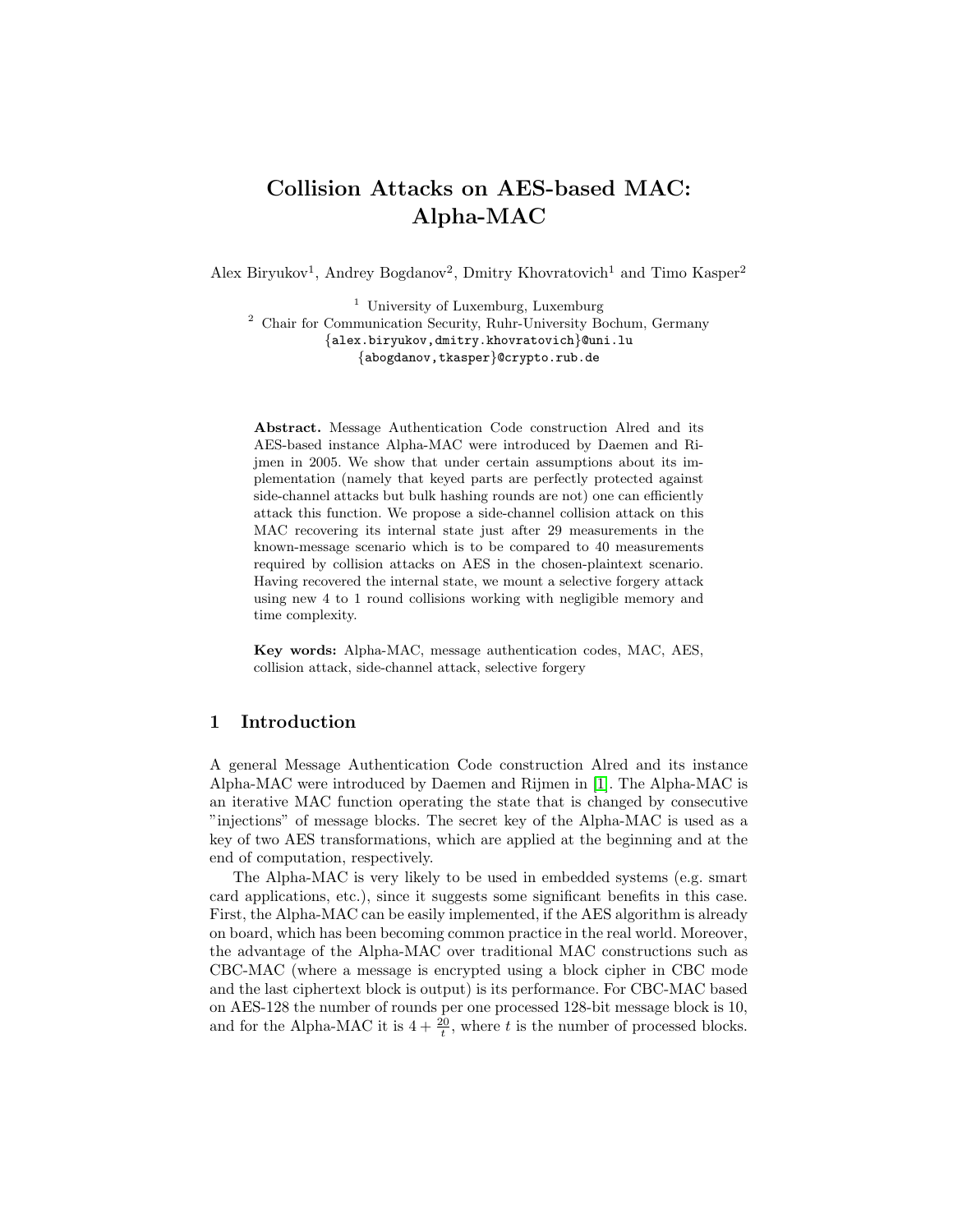# Collision Attacks on AES-based MAC: Alpha-MAC

Alex Biryukov[1], Andrey Bogdanov[2], Dmitry Khovratovich[1] and Timo Kasper[2]

[1] University of Luxemburg, Luxemburg
[2] Chair for Communication Security, Ruhr-University Bochum, Germany
{alex.biryukov,dmitry.khovratovich}@uni.lu
{abogdanov,tkasper}@crypto.rub.de

**Abstract.** Message Authentication Code construction Alred and its AES-based instance Alpha-MAC were introduced by Daemen and Rijmen in 2005. We show that under certain assumptions about its implementation (namely that keyed parts are perfectly protected against side-channel attacks but bulk hashing rounds are not) one can efficiently attack this function. We propose a side-channel collision attack on this MAC recovering its internal state just after 29 measurements in the known-message scenario which is to be compared to 40 measurements required by collision attacks on AES in the chosen-plaintext scenario. Having recovered the internal state, we mount a selective forgery attack using new 4 to 1 round collisions working with negligible memory and time complexity.

**Key words:** Alpha-MAC, message authentication codes, MAC, AES, collision attack, side-channel attack, selective forgery

## 1 Introduction

A general Message Authentication Code construction Alred and its instance Alpha-MAC were introduced by Daemen and Rijmen in [1]. The Alpha-MAC is an iterative MAC function operating the state that is changed by consecutive "injections" of message blocks. The secret key of the Alpha-MAC is used as a key of two AES transformations, which are applied at the beginning and at the end of computation, respectively.

The Alpha-MAC is very likely to be used in embedded systems (e.g. smart card applications, etc.), since it suggests some significant benefits in this case. First, the Alpha-MAC can be easily implemented, if the AES algorithm is already on board, which has been becoming common practice in the real world. Moreover, the advantage of the Alpha-MAC over traditional MAC constructions such as CBC-MAC (where a message is encrypted using a block cipher in CBC mode and the last ciphertext block is output) is its performance. For CBC-MAC based on AES-128 the number of rounds per one processed 128-bit message block is 10, and for the Alpha-MAC it is $4 + \frac{20}{t}$, where $t$ is the number of processed blocks.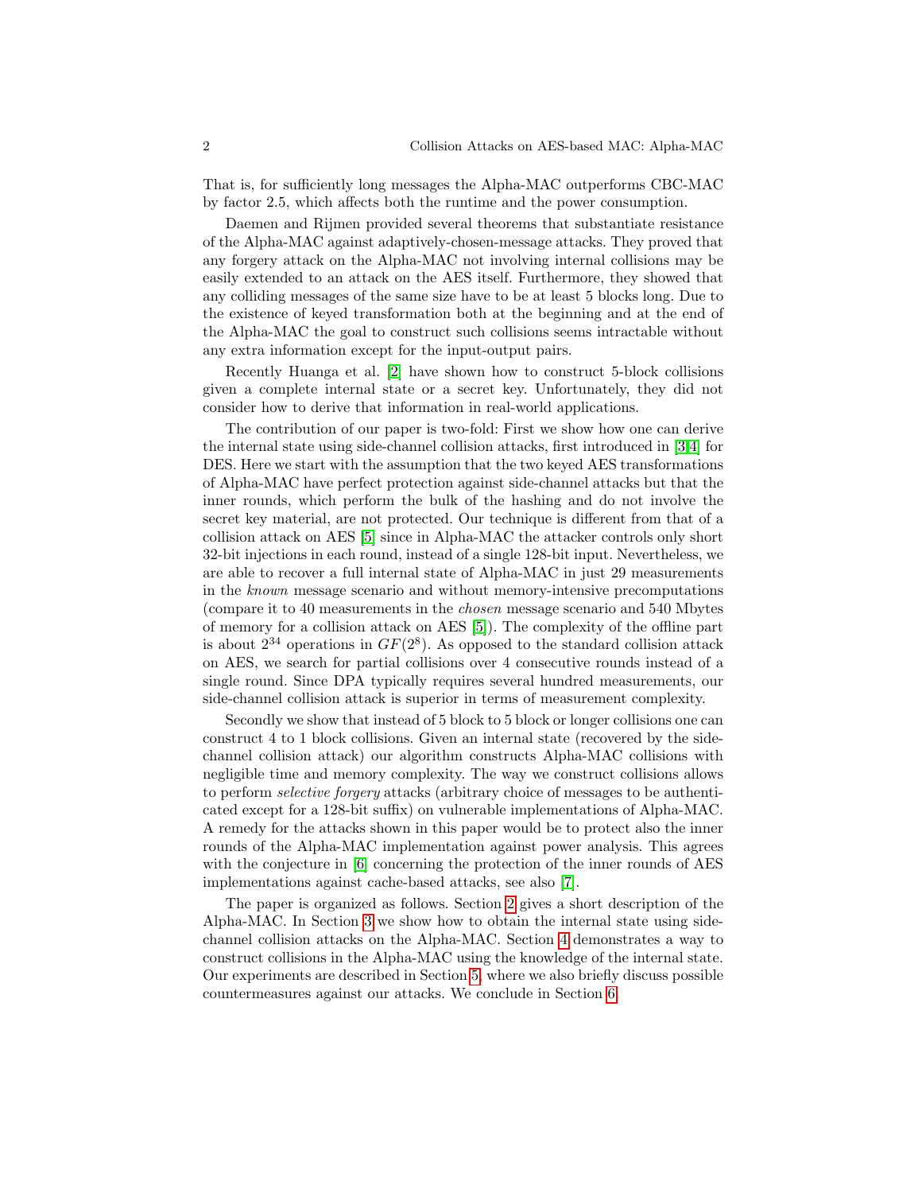That is, for sufficiently long messages the Alpha-MAC outperforms CBC-MAC by factor 2.5, which affects both the runtime and the power consumption.

Daemen and Rijmen provided several theorems that substantiate resistance of the Alpha-MAC against adaptively-chosen-message attacks. They proved that any forgery attack on the Alpha-MAC not involving internal collisions may be easily extended to an attack on the AES itself. Furthermore, they showed that any colliding messages of the same size have to be at least 5 blocks long. Due to the existence of keyed transformation both at the beginning and at the end of the Alpha-MAC the goal to construct such collisions seems intractable without any extra information except for the input-output pairs.

Recently Huanga et al. [2] have shown how to construct 5-block collisions given a complete internal state or a secret key. Unfortunately, they did not consider how to derive that information in real-world applications.

The contribution of our paper is two-fold: First we show how one can derive the internal state using side-channel collision attacks, first introduced in [3,4] for DES. Here we start with the assumption that the two keyed AES transformations of Alpha-MAC have perfect protection against side-channel attacks but that the inner rounds, which perform the bulk of the hashing and do not involve the secret key material, are not protected. Our technique is different from that of a collision attack on AES [5] since in Alpha-MAC the attacker controls only short 32-bit injections in each round, instead of a single 128-bit input. Nevertheless, we are able to recover a full internal state of Alpha-MAC in just 29 measurements in the *known* message scenario and without memory-intensive precomputations (compare it to 40 measurements in the *chosen* message scenario and 540 Mbytes of memory for a collision attack on AES [5]). The complexity of the offline part is about $2^{34}$ operations in $GF(2^8)$. As opposed to the standard collision attack on AES, we search for partial collisions over 4 consecutive rounds instead of a single round. Since DPA typically requires several hundred measurements, our side-channel collision attack is superior in terms of measurement complexity.

Secondly we show that instead of 5 block to 5 block or longer collisions one can construct 4 to 1 block collisions. Given an internal state (recovered by the side-channel collision attack) our algorithm constructs Alpha-MAC collisions with negligible time and memory complexity. The way we construct collisions allows to perform *selective forgery* attacks (arbitrary choice of messages to be authenticated except for a 128-bit suffix) on vulnerable implementations of Alpha-MAC. A remedy for the attacks shown in this paper would be to protect also the inner rounds of the Alpha-MAC implementation against power analysis. This agrees with the conjecture in [6] concerning the protection of the inner rounds of AES implementations against cache-based attacks, see also [7].

The paper is organized as follows. Section 2 gives a short description of the Alpha-MAC. In Section 3 we show how to obtain the internal state using side-channel collision attacks on the Alpha-MAC. Section 4 demonstrates a way to construct collisions in the Alpha-MAC using the knowledge of the internal state. Our experiments are described in Section 5, where we also briefly discuss possible countermeasures against our attacks. We conclude in Section 6.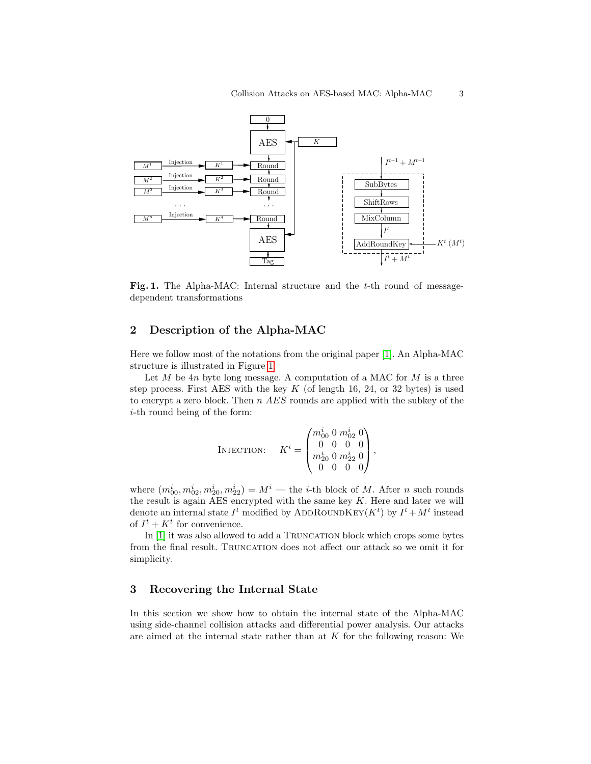**Fig. 1.** The Alpha-MAC: Internal structure and the $t$-th round of message-dependent transformations

## 2 Description of the Alpha-MAC

Here we follow most of the notations from the original paper [1]. An Alpha-MAC structure is illustrated in Figure 1.

Let $M$ be $4n$ byte long message. A computation of a MAC for $M$ is a three step process. First AES with the key $K$ (of length 16, 24, or 32 bytes) is used to encrypt a zero block. Then $n$ *AES* rounds are applied with the subkey of the $i$-th round being of the form:

$$\text{INJECTION:} \quad K^i = \begin{pmatrix} m_{00}^i & 0 & m_{02}^i & 0 \\ 0 & 0 & 0 & 0 \\ m_{20}^i & 0 & m_{22}^i & 0 \\ 0 & 0 & 0 & 0 \end{pmatrix},$$

where $(m_{00}^i, m_{02}^i, m_{20}^i, m_{22}^i) = M^i$ — the $i$-th block of $M$. After $n$ such rounds the result is again AES encrypted with the same key $K$. Here and later we will denote an internal state $I^t$ modified by $\text{ADDROUNDKEY}(K^t)$ by $I^t + M^t$ instead of $I^t + K^t$ for convenience.

In [1] it was also allowed to add a TRUNCATION block which crops some bytes from the final result. TRUNCATION does not affect our attack so we omit it for simplicity.

## 3 Recovering the Internal State

In this section we show how to obtain the internal state of the Alpha-MAC using side-channel collision attacks and differential power analysis. Our attacks are aimed at the internal state rather than at $K$ for the following reason: We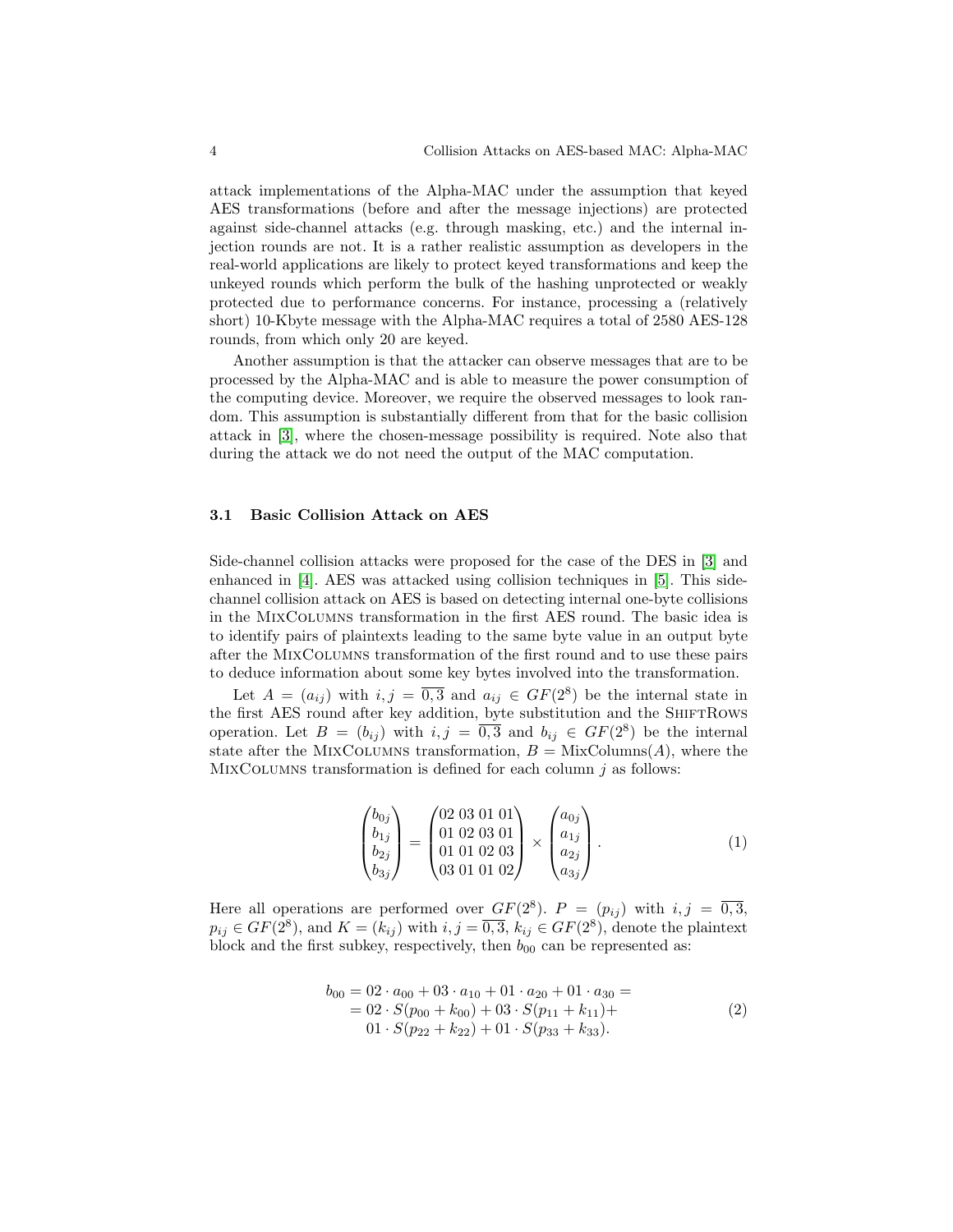attack implementations of the Alpha-MAC under the assumption that keyed AES transformations (before and after the message injections) are protected against side-channel attacks (e.g. through masking, etc.) and the internal injection rounds are not. It is a rather realistic assumption as developers in the real-world applications are likely to protect keyed transformations and keep the unkeyed rounds which perform the bulk of the hashing unprotected or weakly protected due to performance concerns. For instance, processing a (relatively short) 10-Kbyte message with the Alpha-MAC requires a total of 2580 AES-128 rounds, from which only 20 are keyed.

Another assumption is that the attacker can observe messages that are to be processed by the Alpha-MAC and is able to measure the power consumption of the computing device. Moreover, we require the observed messages to look random. This assumption is substantially different from that for the basic collision attack in [3], where the chosen-message possibility is required. Note also that during the attack we do not need the output of the MAC computation.

### 3.1 Basic Collision Attack on AES

Side-channel collision attacks were proposed for the case of the DES in [3] and enhanced in [4]. AES was attacked using collision techniques in [5]. This side-channel collision attack on AES is based on detecting internal one-byte collisions in the MixColumns transformation in the first AES round. The basic idea is to identify pairs of plaintexts leading to the same byte value in an output byte after the MixColumns transformation of the first round and to use these pairs to deduce information about some key bytes involved into the transformation.

Let $A = (a_{ij})$ with $i, j = \overline{0,3}$ and $a_{ij} \in GF(2^8)$ be the internal state in the first AES round after key addition, byte substitution and the ShiftRows operation. Let $B = (b_{ij})$ with $i, j = \overline{0,3}$ and $b_{ij} \in GF(2^8)$ be the internal state after the MixColumns transformation, $B = \text{MixColumns}(A)$, where the MixColumns transformation is defined for each column $j$ as follows:

$$
\begin{pmatrix} b_{0j} \\ b_{1j} \\ b_{2j} \\ b_{3j} \end{pmatrix} = \begin{pmatrix} 02 & 03 & 01 & 01 \\ 01 & 02 & 03 & 01 \\ 01 & 01 & 02 & 03 \\ 03 & 01 & 01 & 02 \end{pmatrix} \times \begin{pmatrix} a_{0j} \\ a_{1j} \\ a_{2j} \\ a_{3j} \end{pmatrix}. \tag{1}
$$

Here all operations are performed over $GF(2^8)$. $P = (p_{ij})$ with $i, j = \overline{0,3}$, $p_{ij} \in GF(2^8)$, and $K = (k_{ij})$ with $i, j = \overline{0,3}$, $k_{ij} \in GF(2^8)$, denote the plaintext block and the first subkey, respectively, then $b_{00}$ can be represented as:

$$
\begin{aligned}
b_{00} = 02 \cdot a_{00} + 03 \cdot a_{10} + 01 \cdot a_{20} + 01 \cdot a_{30} = \\
= 02 \cdot S(p_{00} + k_{00}) + 03 \cdot S(p_{11} + k_{11}) + \\
01 \cdot S(p_{22} + k_{22}) + 01 \cdot S(p_{33} + k_{33}).
\end{aligned} \tag{2}
$$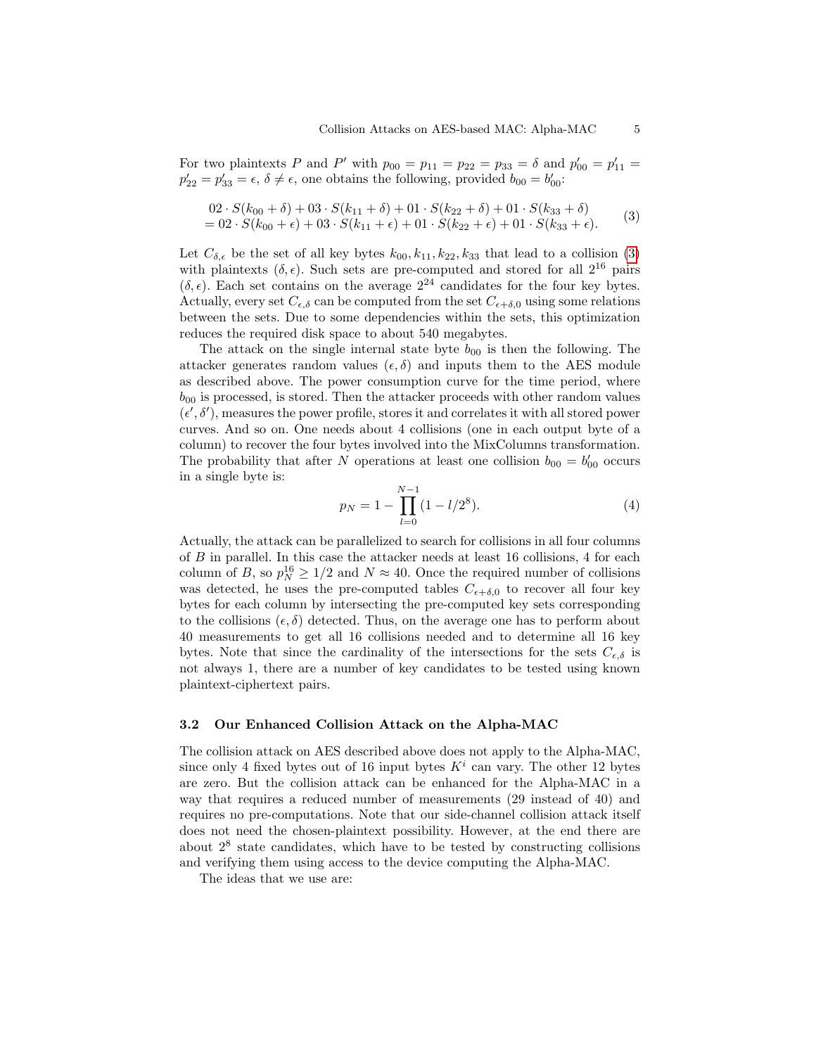For two plaintexts $P$ and $P'$ with $p_{00} = p_{11} = p_{22} = p_{33} = \delta$ and $p'_{00} = p'_{11} = p'_{22} = p'_{33} = \epsilon$, $\delta \neq \epsilon$, one obtains the following, provided $b_{00} = b'_{00}$:

$$
\begin{aligned}
& 02 \cdot S(k_{00} + \delta) + 03 \cdot S(k_{11} + \delta) + 01 \cdot S(k_{22} + \delta) + 01 \cdot S(k_{33} + \delta) \\
& = 02 \cdot S(k_{00} + \epsilon) + 03 \cdot S(k_{11} + \epsilon) + 01 \cdot S(k_{22} + \epsilon) + 01 \cdot S(k_{33} + \epsilon).
\end{aligned}
\tag{3}
$$

Let $C_{\delta,\epsilon}$ be the set of all key bytes $k_{00}, k_{11}, k_{22}, k_{33}$ that lead to a collision (3) with plaintexts $(\delta, \epsilon)$. Such sets are pre-computed and stored for all $2^{16}$ pairs $(\delta, \epsilon)$. Each set contains on the average $2^{24}$ candidates for the four key bytes. Actually, every set $C_{\epsilon,\delta}$ can be computed from the set $C_{\epsilon+\delta,0}$ using some relations between the sets. Due to some dependencies within the sets, this optimization reduces the required disk space to about 540 megabytes.

The attack on the single internal state byte $b_{00}$ is then the following. The attacker generates random values $(\epsilon, \delta)$ and inputs them to the AES module as described above. The power consumption curve for the time period, where $b_{00}$ is processed, is stored. Then the attacker proceeds with other random values $(\epsilon', \delta')$, measures the power profile, stores it and correlates it with all stored power curves. And so on. One needs about 4 collisions (one in each output byte of a column) to recover the four bytes involved into the MixColumns transformation. The probability that after $N$ operations at least one collision $b_{00} = b'_{00}$ occurs in a single byte is:

$$
p_N = 1 - \prod_{l=0}^{N-1} (1 - l/2^8). \tag{4}
$$

Actually, the attack can be parallelized to search for collisions in all four columns of $B$ in parallel. In this case the attacker needs at least 16 collisions, 4 for each column of $B$, so $p_N^{16} \geq 1/2$ and $N \approx 40$. Once the required number of collisions was detected, he uses the pre-computed tables $C_{\epsilon+\delta,0}$ to recover all four key bytes for each column by intersecting the pre-computed key sets corresponding to the collisions $(\epsilon, \delta)$ detected. Thus, on the average one has to perform about 40 measurements to get all 16 collisions needed and to determine all 16 key bytes. Note that since the cardinality of the intersections for the sets $C_{\epsilon,\delta}$ is not always 1, there are a number of key candidates to be tested using known plaintext-ciphertext pairs.

### 3.2 Our Enhanced Collision Attack on the Alpha-MAC

The collision attack on AES described above does not apply to the Alpha-MAC, since only 4 fixed bytes out of 16 input bytes $K^i$ can vary. The other 12 bytes are zero. But the collision attack can be enhanced for the Alpha-MAC in a way that requires a reduced number of measurements (29 instead of 40) and requires no pre-computations. Note that our side-channel collision attack itself does not need the chosen-plaintext possibility. However, at the end there are about $2^8$ state candidates, which have to be tested by constructing collisions and verifying them using access to the device computing the Alpha-MAC.

The ideas that we use are: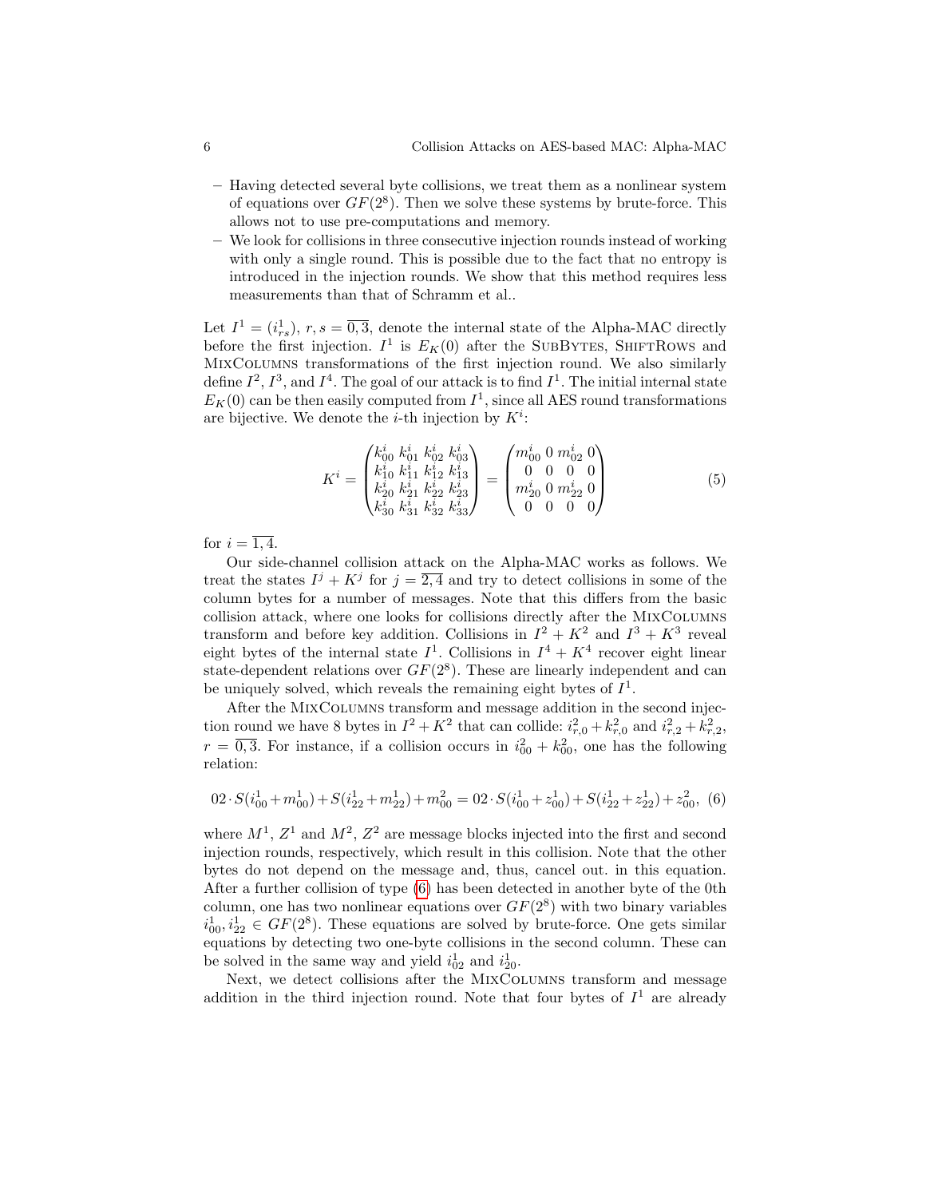– Having detected several byte collisions, we treat them as a nonlinear system of equations over $GF(2^8)$. Then we solve these systems by brute-force. This allows not to use pre-computations and memory.
– We look for collisions in three consecutive injection rounds instead of working with only a single round. This is possible due to the fact that no entropy is introduced in the injection rounds. We show that this method requires less measurements than that of Schramm et al..

Let $I^1 = (i^1_{rs})$, $r, s = \overline{0,3}$, denote the internal state of the Alpha-MAC directly before the first injection. $I^1$ is $E_K(0)$ after the SubBytes, ShiftRows and MixColumns transformations of the first injection round. We also similarly define $I^2$, $I^3$, and $I^4$. The goal of our attack is to find $I^1$. The initial internal state $E_K(0)$ can be then easily computed from $I^1$, since all AES round transformations are bijective. We denote the $i$-th injection by $K^i$:

$$K^i = \begin{pmatrix} k^i_{00} & k^i_{01} & k^i_{02} & k^i_{03} \\ k^i_{10} & k^i_{11} & k^i_{12} & k^i_{13} \\ k^i_{20} & k^i_{21} & k^i_{22} & k^i_{23} \\ k^i_{30} & k^i_{31} & k^i_{32} & k^i_{33} \end{pmatrix} = \begin{pmatrix} m^i_{00} & 0 & m^i_{02} & 0 \\ 0 & 0 & 0 & 0 \\ m^i_{20} & 0 & m^i_{22} & 0 \\ 0 & 0 & 0 & 0 \end{pmatrix} \tag{5}$$

for $i = \overline{1,4}$.

Our side-channel collision attack on the Alpha-MAC works as follows. We treat the states $I^j + K^j$ for $j = \overline{2,4}$ and try to detect collisions in some of the column bytes for a number of messages. Note that this differs from the basic collision attack, where one looks for collisions directly after the MixColumns transform and before key addition. Collisions in $I^2 + K^2$ and $I^3 + K^3$ reveal eight bytes of the internal state $I^1$. Collisions in $I^4 + K^4$ recover eight linear state-dependent relations over $GF(2^8)$. These are linearly independent and can be uniquely solved, which reveals the remaining eight bytes of $I^1$.

After the MixColumns transform and message addition in the second injection round we have 8 bytes in $I^2 + K^2$ that can collide: $i^2_{r,0} + k^2_{r,0}$ and $i^2_{r,2} + k^2_{r,2}$, $r = \overline{0,3}$. For instance, if a collision occurs in $i^2_{00} + k^2_{00}$, one has the following relation:

$$02 \cdot S(i^1_{00} + m^1_{00}) + S(i^1_{22} + m^1_{22}) + m^2_{00} = 02 \cdot S(i^1_{00} + z^1_{00}) + S(i^1_{22} + z^1_{22}) + z^2_{00}, \tag{6}$$

where $M^1$, $Z^1$ and $M^2$, $Z^2$ are message blocks injected into the first and second injection rounds, respectively, which result in this collision. Note that the other bytes do not depend on the message and, thus, cancel out. in this equation. After a further collision of type (6) has been detected in another byte of the 0th column, one has two nonlinear equations over $GF(2^8)$ with two binary variables $i^1_{00}, i^1_{22} \in GF(2^8)$. These equations are solved by brute-force. One gets similar equations by detecting two one-byte collisions in the second column. These can be solved in the same way and yield $i^1_{02}$ and $i^1_{20}$.

Next, we detect collisions after the MixColumns transform and message addition in the third injection round. Note that four bytes of $I^1$ are already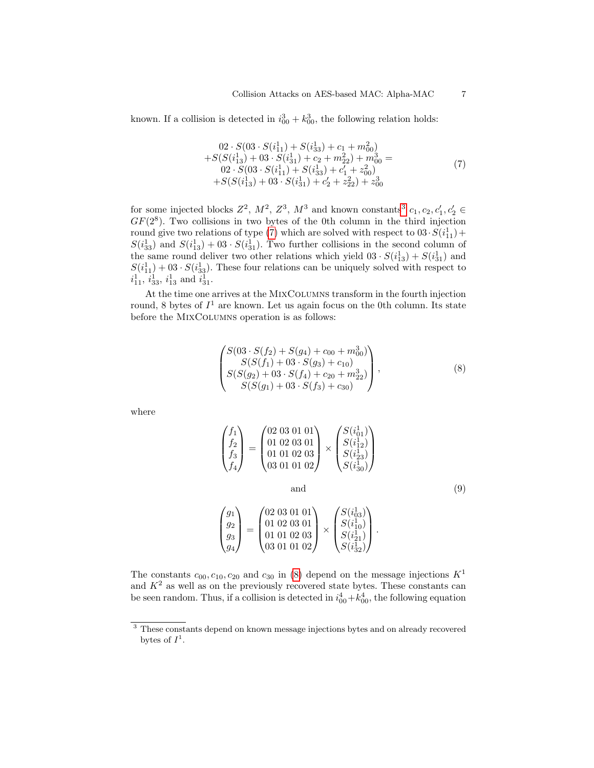known. If a collision is detected in $i^3_{00} + k^3_{00}$, the following relation holds:

$$
\begin{array}{c}
02 \cdot S(03 \cdot S(i^1_{11}) + S(i^1_{33}) + c_1 + m^2_{00}) \\
+S(S(i^1_{13}) + 03 \cdot S(i^1_{31}) + c_2 + m^2_{22}) + m^3_{00} = \\
02 \cdot S(03 \cdot S(i^1_{11}) + S(i^1_{33}) + c'_1 + z^2_{00}) \\
+S(S(i^1_{13}) + 03 \cdot S(i^1_{31}) + c'_2 + z^2_{22}) + z^3_{00}
\end{array}
\tag{7}
$$

for some injected blocks $Z^2$, $M^2$, $Z^3$, $M^3$ and known constants[3] $c_1, c_2, c'_1, c'_2 \in GF(2^8)$. Two collisions in two bytes of the 0th column in the third injection round give two relations of type (7) which are solved with respect to $03 \cdot S(i^1_{11}) + S(i^1_{33})$ and $S(i^1_{13}) + 03 \cdot S(i^1_{31})$. Two further collisions in the second column of the same round deliver two other relations which yield $03 \cdot S(i^1_{13}) + S(i^1_{31})$ and $S(i^1_{11}) + 03 \cdot S(i^1_{33})$. These four relations can be uniquely solved with respect to $i^1_{11}$, $i^1_{33}$, $i^1_{13}$ and $i^1_{31}$.

At the time one arrives at the MixColumns transform in the fourth injection round, 8 bytes of $I^1$ are known. Let us again focus on the 0th column. Its state before the MixColumns operation is as follows:

$$
\begin{pmatrix}
S(03 \cdot S(f_2) + S(g_4) + c_{00} + m^3_{00}) \\
S(S(f_1) + 03 \cdot S(g_3) + c_{10}) \\
S(S(g_2) + 03 \cdot S(f_4) + c_{20} + m^3_{22}) \\
S(S(g_1) + 03 \cdot S(f_3) + c_{30})
\end{pmatrix},
\tag{8}
$$

where

$$
\begin{pmatrix} f_1 \\ f_2 \\ f_3 \\ f_4 \end{pmatrix} =
\begin{pmatrix}
02 & 03 & 01 & 01 \\
01 & 02 & 03 & 01 \\
01 & 01 & 02 & 03 \\
03 & 01 & 01 & 02
\end{pmatrix} \times
\begin{pmatrix} S(i^1_{01}) \\ S(i^1_{12}) \\ S(i^1_{23}) \\ S(i^1_{30}) \end{pmatrix}
$$

and

$$
\begin{pmatrix} g_1 \\ g_2 \\ g_3 \\ g_4 \end{pmatrix} =
\begin{pmatrix}
02 & 03 & 01 & 01 \\
01 & 02 & 03 & 01 \\
01 & 01 & 02 & 03 \\
03 & 01 & 01 & 02
\end{pmatrix} \times
\begin{pmatrix} S(i^1_{03}) \\ S(i^1_{10}) \\ S(i^1_{21}) \\ S(i^1_{32}) \end{pmatrix}.
\tag{9}
$$

The constants $c_{00}, c_{10}, c_{20}$ and $c_{30}$ in (8) depend on the message injections $K^1$ and $K^2$ as well as on the previously recovered state bytes. These constants can be seen random. Thus, if a collision is detected in $i^4_{00} + k^4_{00}$, the following equation

[3] These constants depend on known message injections bytes and on already recovered bytes of $I^1$.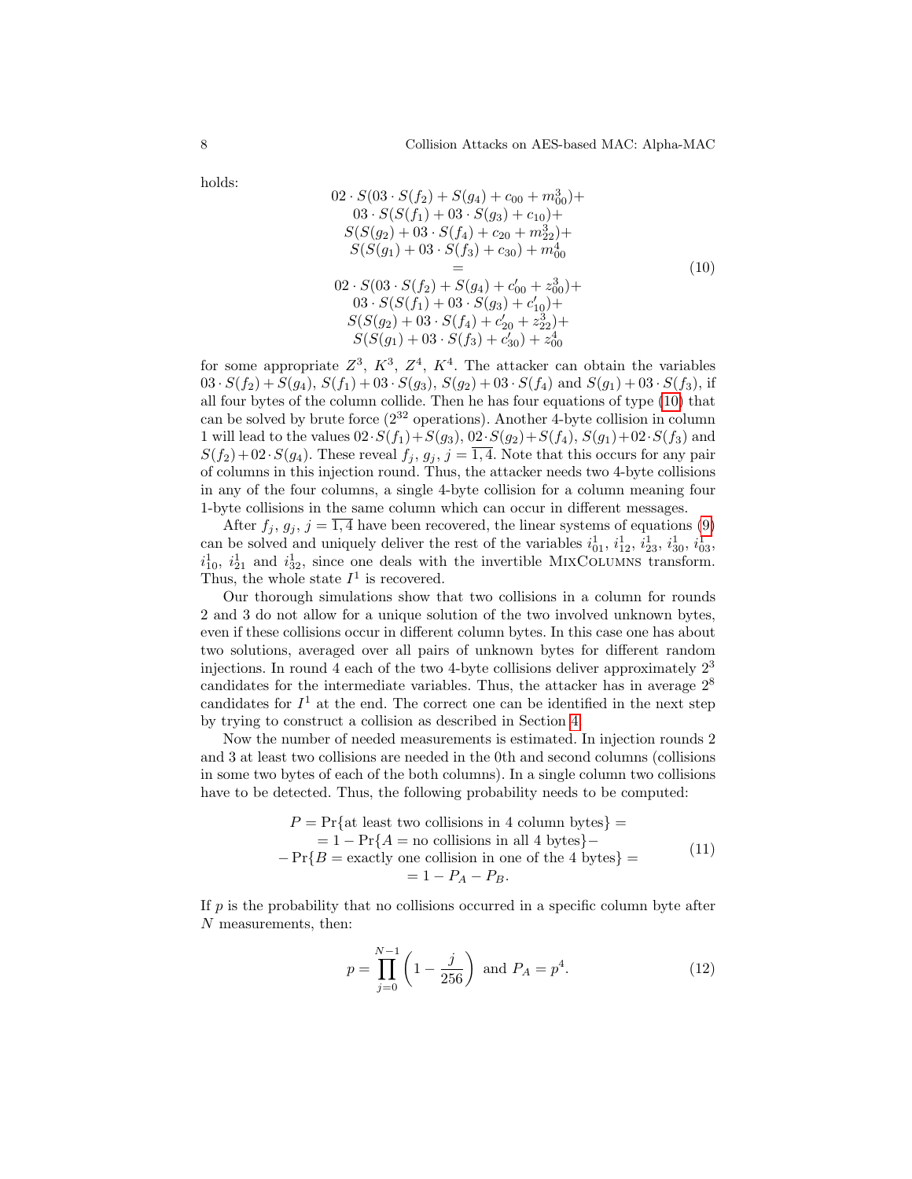holds:

$$
\begin{array}{c}
02 \cdot S(03 \cdot S(f_2) + S(g_4) + c_{00} + m^3_{00}) + \\
03 \cdot S(S(f_1) + 03 \cdot S(g_3) + c_{10}) + \\
S(S(g_2) + 03 \cdot S(f_4) + c_{20} + m^3_{22}) + \\
S(S(g_1) + 03 \cdot S(f_3) + c_{30}) + m^4_{00} \\
= \\
02 \cdot S(03 \cdot S(f_2) + S(g_4) + c'_{00} + z^3_{00}) + \\
03 \cdot S(S(f_1) + 03 \cdot S(g_3) + c'_{10}) + \\
S(S(g_2) + 03 \cdot S(f_4) + c'_{20} + z^3_{22}) + \\
S(S(g_1) + 03 \cdot S(f_3) + c'_{30}) + z^4_{00}
\end{array}
\qquad (10)
$$

for some appropriate $Z^3$, $K^3$, $Z^4$, $K^4$. The attacker can obtain the variables $03 \cdot S(f_2) + S(g_4)$, $S(f_1) + 03 \cdot S(g_3)$, $S(g_2) + 03 \cdot S(f_4)$ and $S(g_1) + 03 \cdot S(f_3)$, if all four bytes of the column collide. Then he has four equations of type (10) that can be solved by brute force ($2^{32}$ operations). Another 4-byte collision in column 1 will lead to the values $02 \cdot S(f_1) + S(g_3)$, $02 \cdot S(g_2) + S(f_4)$, $S(g_1) + 02 \cdot S(f_3)$ and $S(f_2) + 02 \cdot S(g_4)$. These reveal $f_j$, $g_j$, $j = \overline{1,4}$. Note that this occurs for any pair of columns in this injection round. Thus, the attacker needs two 4-byte collisions in any of the four columns, a single 4-byte collision for a column meaning four 1-byte collisions in the same column which can occur in different messages.

After $f_j$, $g_j$, $j = \overline{1,4}$ have been recovered, the linear systems of equations (9) can be solved and uniquely deliver the rest of the variables $i^1_{01}$, $i^1_{12}$, $i^1_{23}$, $i^1_{30}$, $i^1_{03}$, $i^1_{10}$, $i^1_{21}$ and $i^1_{32}$, since one deals with the invertible MixColumns transform. Thus, the whole state $I^1$ is recovered.

Our thorough simulations show that two collisions in a column for rounds 2 and 3 do not allow for a unique solution of the two involved unknown bytes, even if these collisions occur in different column bytes. In this case one has about two solutions, averaged over all pairs of unknown bytes for different random injections. In round 4 each of the two 4-byte collisions deliver approximately $2^3$ candidates for the intermediate variables. Thus, the attacker has in average $2^8$ candidates for $I^1$ at the end. The correct one can be identified in the next step by trying to construct a collision as described in Section 4.

Now the number of needed measurements is estimated. In injection rounds 2 and 3 at least two collisions are needed in the 0th and second columns (collisions in some two bytes of each of the both columns). In a single column two collisions have to be detected. Thus, the following probability needs to be computed:

$$
\begin{array}{c}
P = \Pr\{\text{at least two collisions in 4 column bytes}\} = \\
= 1 - \Pr\{A = \text{no collisions in all 4 bytes}\} - \\
- \Pr\{B = \text{exactly one collision in one of the 4 bytes}\} = \\
= 1 - P_A - P_B.
\end{array}
\qquad (11)
$$

If $p$ is the probability that no collisions occurred in a specific column byte after $N$ measurements, then:

$$
p = \prod_{j=0}^{N-1} \left(1 - \frac{j}{256}\right) \text{ and } P_A = p^4. \qquad (12)
$$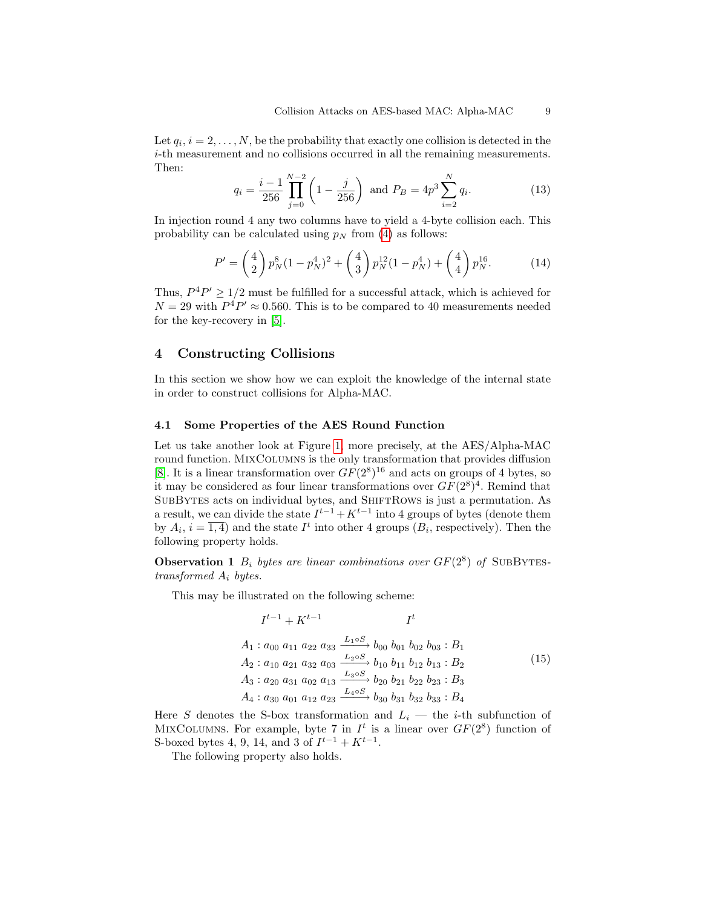Let $q_i$, $i = 2, \ldots, N$, be the probability that exactly one collision is detected in the $i$-th measurement and no collisions occurred in all the remaining measurements. Then:

$$q_i = \frac{i-1}{256} \prod_{j=0}^{N-2} \left(1 - \frac{j}{256}\right) \text{ and } P_B = 4p^3 \sum_{i=2}^{N} q_i. \tag{13}$$

In injection round 4 any two columns have to yield a 4-byte collision each. This probability can be calculated using $p_N$ from (4) as follows:

$$P' = \binom{4}{2} p_N^8 (1 - p_N^4)^2 + \binom{4}{3} p_N^{12} (1 - p_N^4) + \binom{4}{4} p_N^{16}. \tag{14}$$

Thus, $P^4 P' \geq 1/2$ must be fulfilled for a successful attack, which is achieved for $N = 29$ with $P^4 P' \approx 0.560$. This is to be compared to 40 measurements needed for the key-recovery in [5].

## 4 Constructing Collisions

In this section we show how we can exploit the knowledge of the internal state in order to construct collisions for Alpha-MAC.

### 4.1 Some Properties of the AES Round Function

Let us take another look at Figure 1, more precisely, at the AES/Alpha-MAC round function. MixColumns is the only transformation that provides diffusion [8]. It is a linear transformation over $GF(2^8)^{16}$ and acts on groups of 4 bytes, so it may be considered as four linear transformations over $GF(2^8)^4$. Remind that SubBytes acts on individual bytes, and ShiftRows is just a permutation. As a result, we can divide the state $I^{t-1} + K^{t-1}$ into 4 groups of bytes (denote them by $A_i$, $i = \overline{1,4}$) and the state $I^t$ into other 4 groups ($B_i$, respectively). Then the following property holds.

**Observation 1** *$B_i$ bytes are linear combinations over $GF(2^8)$ of SubBytes-transformed $A_i$ bytes.*

This may be illustrated on the following scheme:

$$\begin{array}{ccc}
I^{t-1} + K^{t-1} & & I^t \\
A_1 : a_{00}\ a_{11}\ a_{22}\ a_{33} & \xrightarrow{L_1 \circ S} & b_{00}\ b_{01}\ b_{02}\ b_{03} : B_1 \\
A_2 : a_{10}\ a_{21}\ a_{32}\ a_{03} & \xrightarrow{L_2 \circ S} & b_{10}\ b_{11}\ b_{12}\ b_{13} : B_2 \\
A_3 : a_{20}\ a_{31}\ a_{02}\ a_{13} & \xrightarrow{L_3 \circ S} & b_{20}\ b_{21}\ b_{22}\ b_{23} : B_3 \\
A_4 : a_{30}\ a_{01}\ a_{12}\ a_{23} & \xrightarrow{L_4 \circ S} & b_{30}\ b_{31}\ b_{32}\ b_{33} : B_4
\end{array} \tag{15}$$

Here $S$ denotes the S-box transformation and $L_i$ — the $i$-th subfunction of MixColumns. For example, byte 7 in $I^t$ is a linear over $GF(2^8)$ function of S-boxed bytes 4, 9, 14, and 3 of $I^{t-1} + K^{t-1}$.

The following property also holds.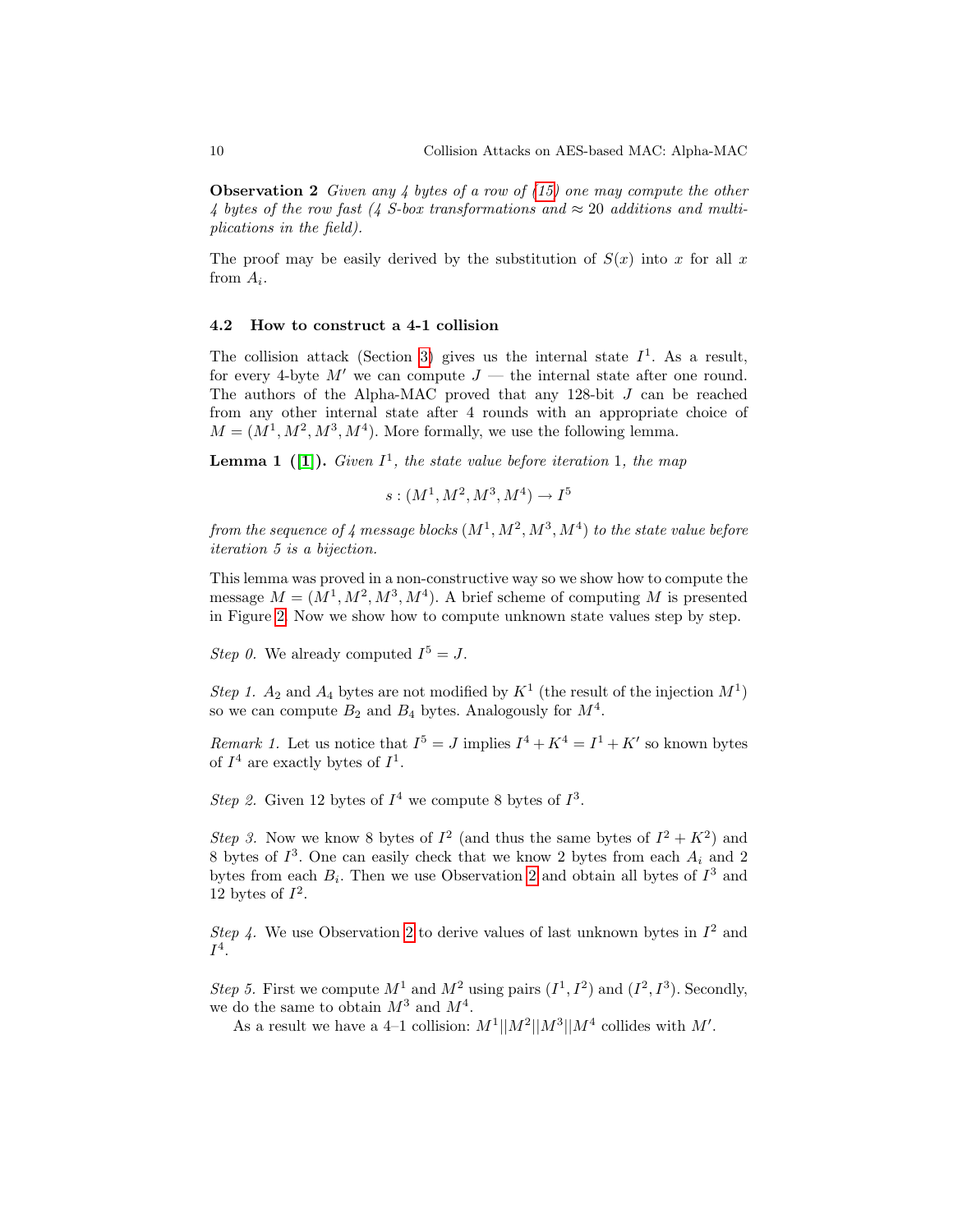**Observation 2** *Given any 4 bytes of a row of (15) one may compute the other 4 bytes of the row fast (4 S-box transformations and $\approx 20$ additions and multiplications in the field).*

The proof may be easily derived by the substitution of $S(x)$ into $x$ for all $x$ from $A_i$.

### 4.2 How to construct a 4-1 collision

The collision attack (Section 3) gives us the internal state $I^1$. As a result, for every 4-byte $M'$ we can compute $J$ — the internal state after one round. The authors of the Alpha-MAC proved that any 128-bit $J$ can be reached from any other internal state after 4 rounds with an appropriate choice of $M = (M^1, M^2, M^3, M^4)$. More formally, we use the following lemma.

**Lemma 1 ([1]).** *Given $I^1$, the state value before iteration 1, the map*

$$s : (M^1, M^2, M^3, M^4) \to I^5$$

*from the sequence of 4 message blocks $(M^1, M^2, M^3, M^4)$ to the state value before iteration 5 is a bijection.*

This lemma was proved in a non-constructive way so we show how to compute the message $M = (M^1, M^2, M^3, M^4)$. A brief scheme of computing $M$ is presented in Figure 2. Now we show how to compute unknown state values step by step.

*Step 0.* We already computed $I^5 = J$.

*Step 1.* $A_2$ and $A_4$ bytes are not modified by $K^1$ (the result of the injection $M^1$) so we can compute $B_2$ and $B_4$ bytes. Analogously for $M^4$.

*Remark 1.* Let us notice that $I^5 = J$ implies $I^4 + K^4 = I^1 + K'$ so known bytes of $I^4$ are exactly bytes of $I^1$.

*Step 2.* Given 12 bytes of $I^4$ we compute 8 bytes of $I^3$.

*Step 3.* Now we know 8 bytes of $I^2$ (and thus the same bytes of $I^2 + K^2$) and 8 bytes of $I^3$. One can easily check that we know 2 bytes from each $A_i$ and 2 bytes from each $B_i$. Then we use Observation 2 and obtain all bytes of $I^3$ and 12 bytes of $I^2$.

*Step 4.* We use Observation 2 to derive values of last unknown bytes in $I^2$ and $I^4$.

*Step 5.* First we compute $M^1$ and $M^2$ using pairs $(I^1, I^2)$ and $(I^2, I^3)$. Secondly, we do the same to obtain $M^3$ and $M^4$.

As a result we have a 4–1 collision: $M^1||M^2||M^3||M^4$ collides with $M'$.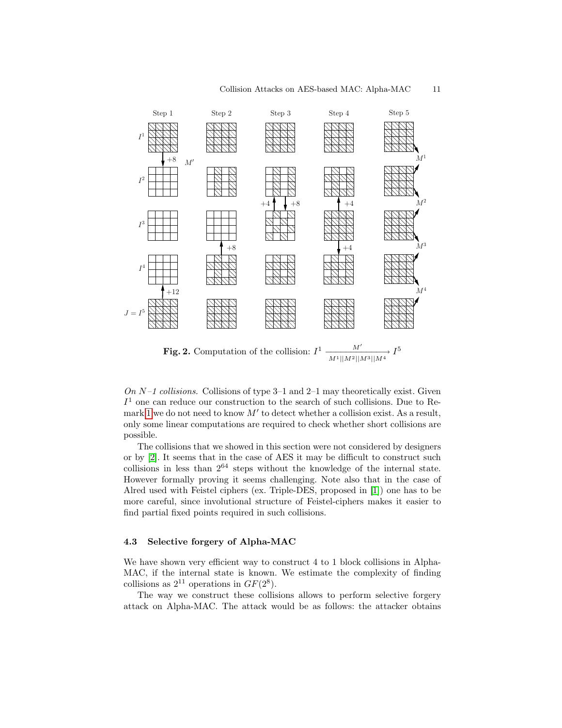**Fig. 2.** Computation of the collision: $I^1 \xrightarrow[M^1||M^2||M^3||M^4]{M'} I^5$

*On N–1 collisions.* Collisions of type 3–1 and 2–1 may theoretically exist. Given $I^1$ one can reduce our construction to the search of such collisions. Due to Remark 1 we do not need to know $M'$ to detect whether a collision exist. As a result, only some linear computations are required to check whether short collisions are possible.

The collisions that we showed in this section were not considered by designers or by [2]. It seems that in the case of AES it may be difficult to construct such collisions in less than $2^{64}$ steps without the knowledge of the internal state. However formally proving it seems challenging. Note also that in the case of Alred used with Feistel ciphers (ex. Triple-DES, proposed in [1]) one has to be more careful, since involutional structure of Feistel-ciphers makes it easier to find partial fixed points required in such collisions.

### 4.3 Selective forgery of Alpha-MAC

We have shown very efficient way to construct 4 to 1 block collisions in Alpha-MAC, if the internal state is known. We estimate the complexity of finding collisions as $2^{11}$ operations in $GF(2^8)$.

The way we construct these collisions allows to perform selective forgery attack on Alpha-MAC. The attack would be as follows: the attacker obtains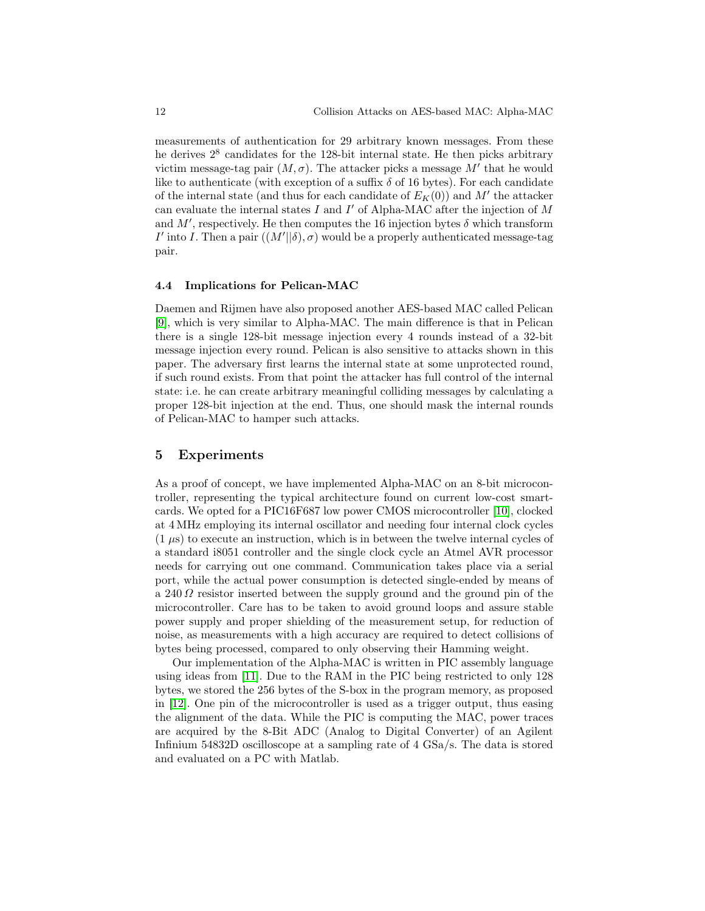measurements of authentication for 29 arbitrary known messages. From these he derives $2^8$ candidates for the 128-bit internal state. He then picks arbitrary victim message-tag pair $(M, \sigma)$. The attacker picks a message $M'$ that he would like to authenticate (with exception of a suffix $\delta$ of 16 bytes). For each candidate of the internal state (and thus for each candidate of $E_K(0)$) and $M'$ the attacker can evaluate the internal states $I$ and $I'$ of Alpha-MAC after the injection of $M$ and $M'$, respectively. He then computes the 16 injection bytes $\delta$ which transform $I'$ into $I$. Then a pair $((M'||\delta), \sigma)$ would be a properly authenticated message-tag pair.

### 4.4 Implications for Pelican-MAC

Daemen and Rijmen have also proposed another AES-based MAC called Pelican [9], which is very similar to Alpha-MAC. The main difference is that in Pelican there is a single 128-bit message injection every 4 rounds instead of a 32-bit message injection every round. Pelican is also sensitive to attacks shown in this paper. The adversary first learns the internal state at some unprotected round, if such round exists. From that point the attacker has full control of the internal state: i.e. he can create arbitrary meaningful colliding messages by calculating a proper 128-bit injection at the end. Thus, one should mask the internal rounds of Pelican-MAC to hamper such attacks.

## 5 Experiments

As a proof of concept, we have implemented Alpha-MAC on an 8-bit microcontroller, representing the typical architecture found on current low-cost smartcards. We opted for a PIC16F687 low power CMOS microcontroller [10], clocked at 4 MHz employing its internal oscillator and needing four internal clock cycles ($1\ \mu$s) to execute an instruction, which is in between the twelve internal cycles of a standard i8051 controller and the single clock cycle an Atmel AVR processor needs for carrying out one command. Communication takes place via a serial port, while the actual power consumption is detected single-ended by means of a $240\,\Omega$ resistor inserted between the supply ground and the ground pin of the microcontroller. Care has to be taken to avoid ground loops and assure stable power supply and proper shielding of the measurement setup, for reduction of noise, as measurements with a high accuracy are required to detect collisions of bytes being processed, compared to only observing their Hamming weight.

Our implementation of the Alpha-MAC is written in PIC assembly language using ideas from [11]. Due to the RAM in the PIC being restricted to only 128 bytes, we stored the 256 bytes of the S-box in the program memory, as proposed in [12]. One pin of the microcontroller is used as a trigger output, thus easing the alignment of the data. While the PIC is computing the MAC, power traces are acquired by the 8-Bit ADC (Analog to Digital Converter) of an Agilent Infinium 54832D oscilloscope at a sampling rate of 4 GSa/s. The data is stored and evaluated on a PC with Matlab.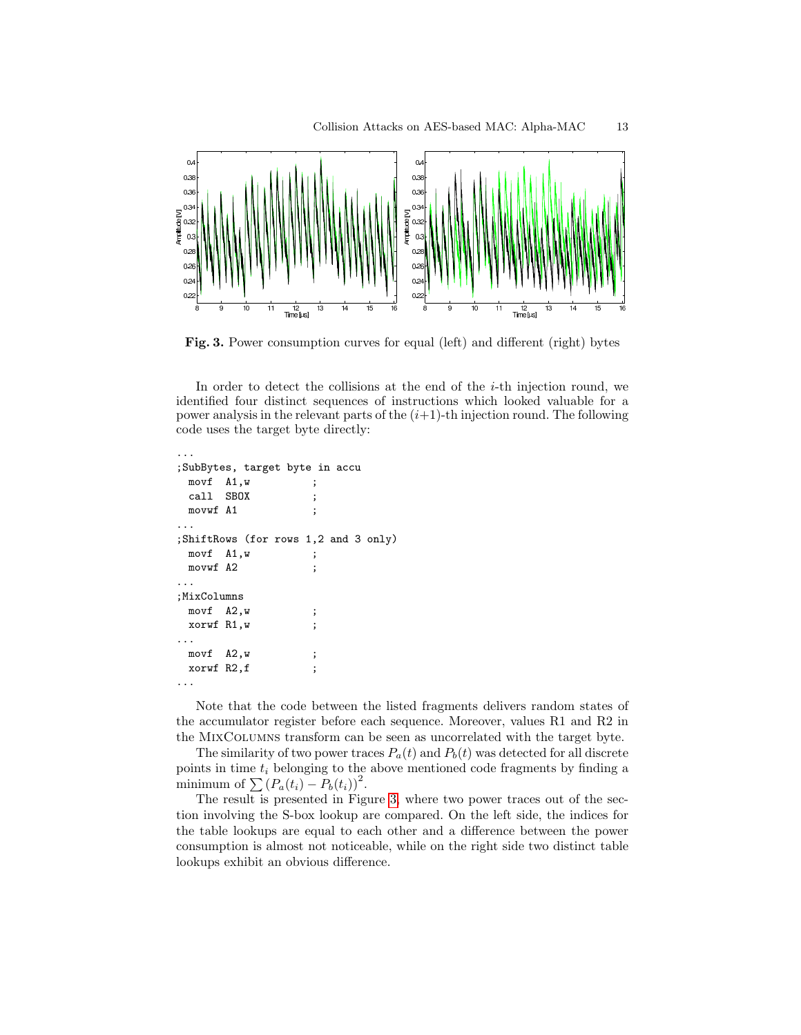**Fig. 3.** Power consumption curves for equal (left) and different (right) bytes

In order to detect the collisions at the end of the $i$-th injection round, we identified four distinct sequences of instructions which looked valuable for a power analysis in the relevant parts of the $(i+1)$-th injection round. The following code uses the target byte directly:

```
...
;SubBytes, target byte in accu
  movf  A1,w          ;
  call  SBOX          ;
  movwf A1            ;
...
;ShiftRows (for rows 1,2 and 3 only)
  movf  A1,w          ;
  movwf A2            ;
...
;MixColumns
  movf  A2,w          ;
  xorwf R1,w          ;
...
  movf  A2,w          ;
  xorwf R2,f          ;
...
```

Note that the code between the listed fragments delivers random states of the accumulator register before each sequence. Moreover, values R1 and R2 in the MixColumns transform can be seen as uncorrelated with the target byte.

The similarity of two power traces $P_a(t)$ and $P_b(t)$ was detected for all discrete points in time $t_i$ belonging to the above mentioned code fragments by finding a minimum of $\sum (P_a(t_i) - P_b(t_i))^2$.

The result is presented in Figure 3, where two power traces out of the section involving the S-box lookup are compared. On the left side, the indices for the table lookups are equal to each other and a difference between the power consumption is almost not noticeable, while on the right side two distinct table lookups exhibit an obvious difference.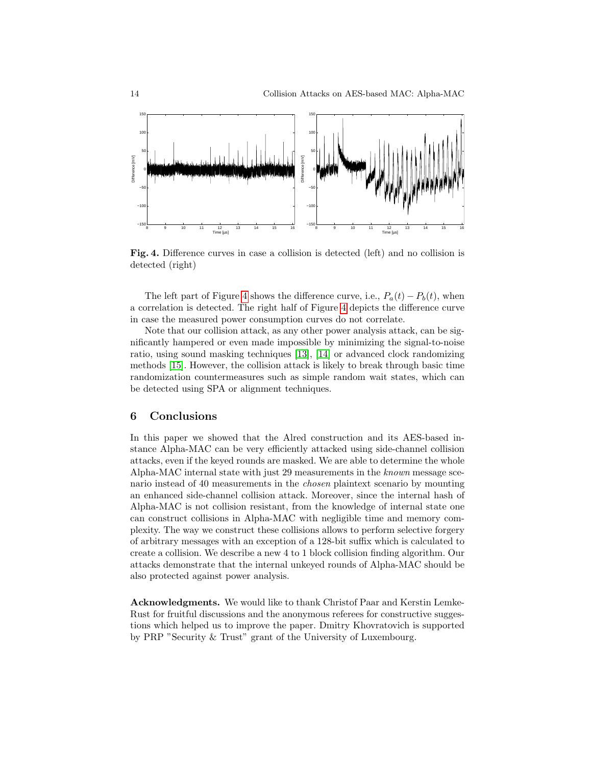**Fig. 4.** Difference curves in case a collision is detected (left) and no collision is detected (right)

The left part of Figure 4 shows the difference curve, i.e., $P_a(t) - P_b(t)$, when a correlation is detected. The right half of Figure 4 depicts the difference curve in case the measured power consumption curves do not correlate.

Note that our collision attack, as any other power analysis attack, can be significantly hampered or even made impossible by minimizing the signal-to-noise ratio, using sound masking techniques [13], [14] or advanced clock randomizing methods [15]. However, the collision attack is likely to break through basic time randomization countermeasures such as simple random wait states, which can be detected using SPA or alignment techniques.

## 6 Conclusions

In this paper we showed that the Alred construction and its AES-based instance Alpha-MAC can be very efficiently attacked using side-channel collision attacks, even if the keyed rounds are masked. We are able to determine the whole Alpha-MAC internal state with just 29 measurements in the *known* message scenario instead of 40 measurements in the *chosen* plaintext scenario by mounting an enhanced side-channel collision attack. Moreover, since the internal hash of Alpha-MAC is not collision resistant, from the knowledge of internal state one can construct collisions in Alpha-MAC with negligible time and memory complexity. The way we construct these collisions allows to perform selective forgery of arbitrary messages with an exception of a 128-bit suffix which is calculated to create a collision. We describe a new 4 to 1 block collision finding algorithm. Our attacks demonstrate that the internal unkeyed rounds of Alpha-MAC should be also protected against power analysis.

**Acknowledgments.** We would like to thank Christof Paar and Kerstin Lemke-Rust for fruitful discussions and the anonymous referees for constructive suggestions which helped us to improve the paper. Dmitry Khovratovich is supported by PRP "Security & Trust" grant of the University of Luxembourg.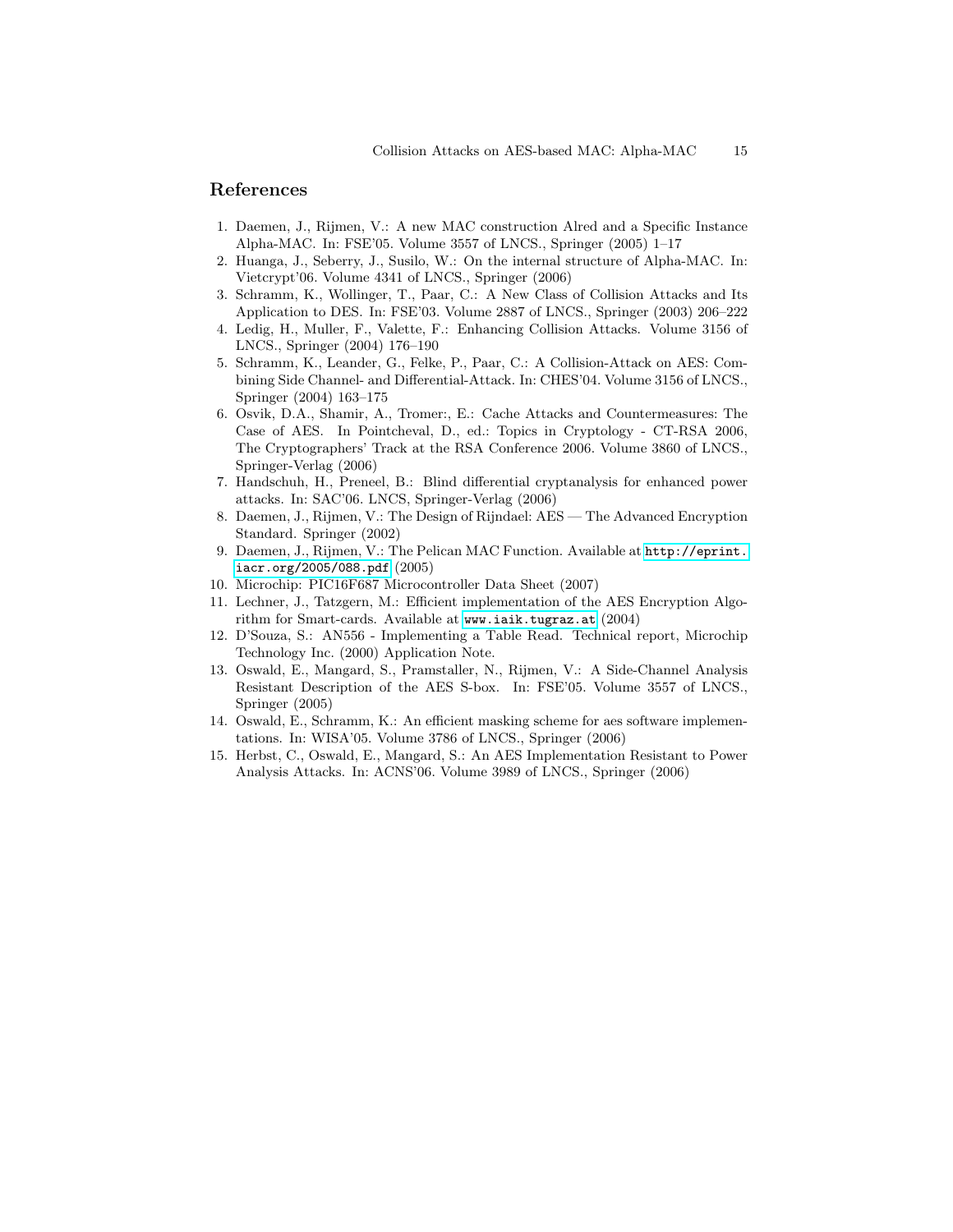## References

1. Daemen, J., Rijmen, V.: A new MAC construction Alred and a Specific Instance Alpha-MAC. In: FSE'05. Volume 3557 of LNCS., Springer (2005) 1–17
2. Huanga, J., Seberry, J., Susilo, W.: On the internal structure of Alpha-MAC. In: Vietcrypt'06. Volume 4341 of LNCS., Springer (2006)
3. Schramm, K., Wollinger, T., Paar, C.: A New Class of Collision Attacks and Its Application to DES. In: FSE'03. Volume 2887 of LNCS., Springer (2003) 206–222
4. Ledig, H., Muller, F., Valette, F.: Enhancing Collision Attacks. Volume 3156 of LNCS., Springer (2004) 176–190
5. Schramm, K., Leander, G., Felke, P., Paar, C.: A Collision-Attack on AES: Combining Side Channel- and Differential-Attack. In: CHES'04. Volume 3156 of LNCS., Springer (2004) 163–175
6. Osvik, D.A., Shamir, A., Tromer:, E.: Cache Attacks and Countermeasures: The Case of AES. In Pointcheval, D., ed.: Topics in Cryptology - CT-RSA 2006, The Cryptographers' Track at the RSA Conference 2006. Volume 3860 of LNCS., Springer-Verlag (2006)
7. Handschuh, H., Preneel, B.: Blind differential cryptanalysis for enhanced power attacks. In: SAC'06. LNCS, Springer-Verlag (2006)
8. Daemen, J., Rijmen, V.: The Design of Rijndael: AES — The Advanced Encryption Standard. Springer (2002)
9. Daemen, J., Rijmen, V.: The Pelican MAC Function. Available at `http://eprint.iacr.org/2005/088.pdf` (2005)
10. Microchip: PIC16F687 Microcontroller Data Sheet (2007)
11. Lechner, J., Tatzgern, M.: Efficient implementation of the AES Encryption Algorithm for Smart-cards. Available at `www.iaik.tugraz.at` (2004)
12. D'Souza, S.: AN556 - Implementing a Table Read. Technical report, Microchip Technology Inc. (2000) Application Note.
13. Oswald, E., Mangard, S., Pramstaller, N., Rijmen, V.: A Side-Channel Analysis Resistant Description of the AES S-box. In: FSE'05. Volume 3557 of LNCS., Springer (2005)
14. Oswald, E., Schramm, K.: An efficient masking scheme for aes software implementations. In: WISA'05. Volume 3786 of LNCS., Springer (2006)
15. Herbst, C., Oswald, E., Mangard, S.: An AES Implementation Resistant to Power Analysis Attacks. In: ACNS'06. Volume 3989 of LNCS., Springer (2006)